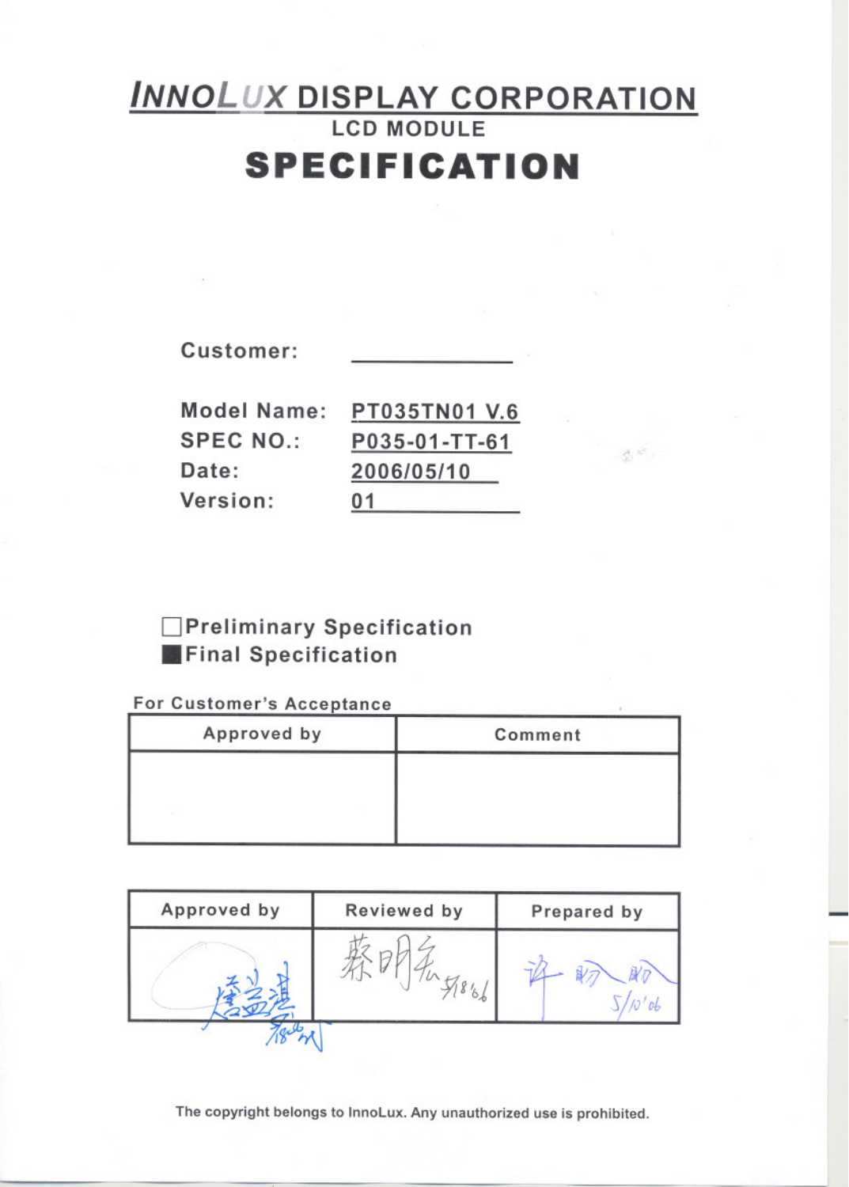# INNOLUX DISPLAY CORPORATION

LCD MODULE

# SPECIFICATION

Customer: ____________

Model Name: PT035TN01 V.6

SPEC NO.: P035-01-TT-61

Date: 2006/05/10

Version: 01

☐ Preliminary Specification

■ Final Specification

For Customer's Acceptance

| Approved by | Comment |
|---|---|
| | |

| Approved by | Reviewed by | Prepared by |
|---|---|---|
| 詹益進 | 蔡明宏 5/8'06 | 许盼盼 5/10'06 |

The copyright belongs to InnoLux. Any unauthorized use is prohibited.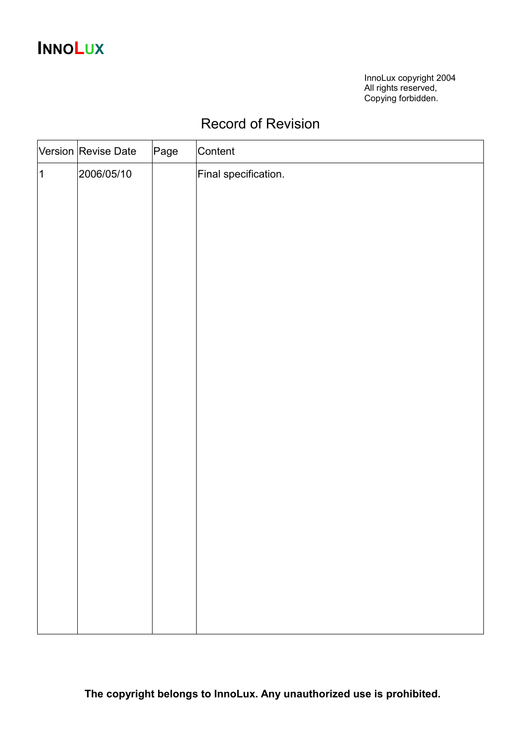InnoLux copyright 2004
All rights reserved,
Copying forbidden.

# Record of Revision

| Version | Revise Date | Page | Content |
|---|---|---|---|
| 1 | 2006/05/10 | | Final specification. |

**The copyright belongs to InnoLux. Any unauthorized use is prohibited.**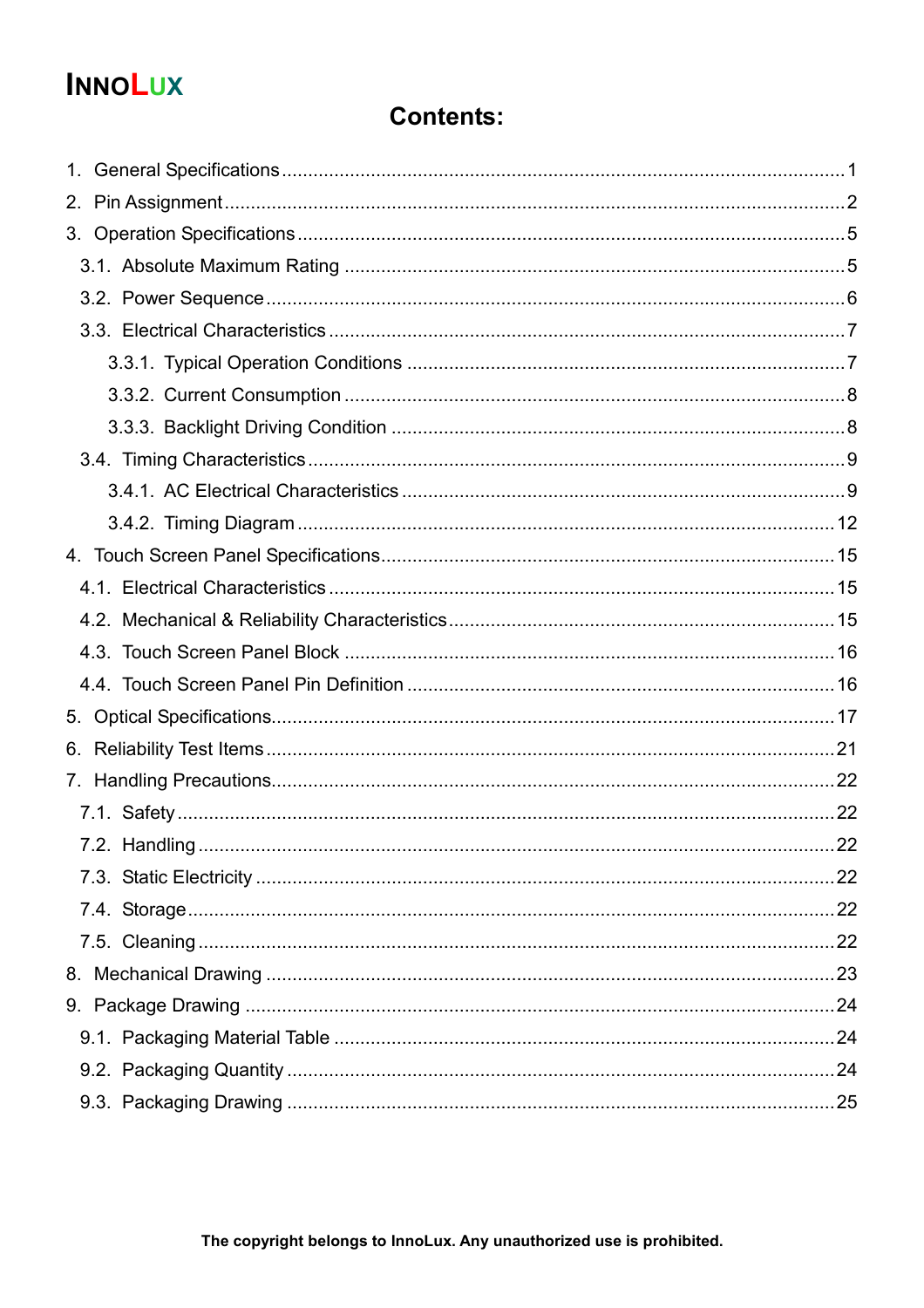# Contents:

1. General Specifications ............................................................................................. 1
2. Pin Assignment ........................................................................................................ 2
3. Operation Specifications ......................................................................................... 5
   - 3.1. Absolute Maximum Rating ............................................................................... 5
   - 3.2. Power Sequence ............................................................................................... 6
   - 3.3. Electrical Characteristics ................................................................................. 7
     - 3.3.1. Typical Operation Conditions ................................................................... 7
     - 3.3.2. Current Consumption ............................................................................... 8
     - 3.3.3. Backlight Driving Condition ..................................................................... 8
   - 3.4. Timing Characteristics ..................................................................................... 9
     - 3.4.1. AC Electrical Characteristics .................................................................... 9
     - 3.4.2. Timing Diagram ...................................................................................... 12
4. Touch Screen Panel Specifications ...................................................................... 15
   - 4.1. Electrical Characteristics ............................................................................... 15
   - 4.2. Mechanical & Reliability Characteristics ........................................................ 15
   - 4.3. Touch Screen Panel Block ............................................................................. 16
   - 4.4. Touch Screen Panel Pin Definition ................................................................. 16
5. Optical Specifications ............................................................................................ 17
6. Reliability Test Items ............................................................................................. 21
7. Handling Precautions ............................................................................................. 22
   - 7.1. Safety ............................................................................................................. 22
   - 7.2. Handling ......................................................................................................... 22
   - 7.3. Static Electricity ............................................................................................. 22
   - 7.4. Storage ........................................................................................................... 22
   - 7.5. Cleaning ......................................................................................................... 22
8. Mechanical Drawing .............................................................................................. 23
9. Package Drawing ................................................................................................... 24
   - 9.1. Packaging Material Table ............................................................................... 24
   - 9.2. Packaging Quantity ........................................................................................ 24
   - 9.3. Packaging Drawing ........................................................................................ 25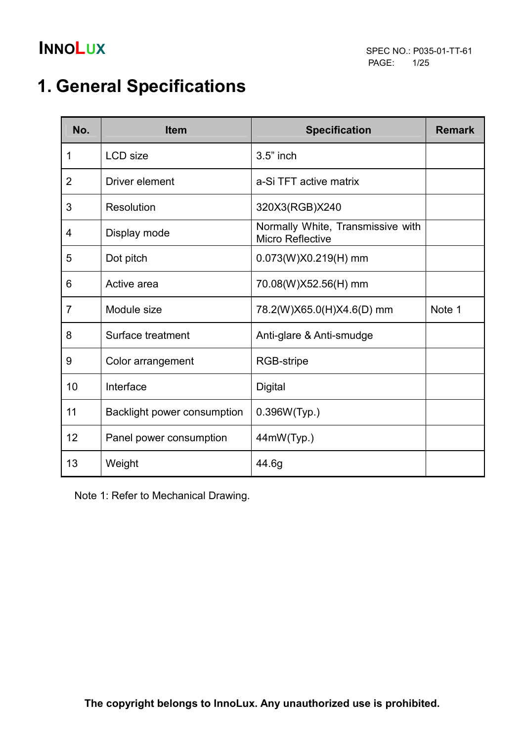# 1. General Specifications

| No. | Item | Specification | Remark |
|---|---|---|---|
| 1 | LCD size | 3.5" inch | |
| 2 | Driver element | a-Si TFT active matrix | |
| 3 | Resolution | 320X3(RGB)X240 | |
| 4 | Display mode | Normally White, Transmissive with Micro Reflective | |
| 5 | Dot pitch | 0.073(W)X0.219(H) mm | |
| 6 | Active area | 70.08(W)X52.56(H) mm | |
| 7 | Module size | 78.2(W)X65.0(H)X4.6(D) mm | Note 1 |
| 8 | Surface treatment | Anti-glare & Anti-smudge | |
| 9 | Color arrangement | RGB-stripe | |
| 10 | Interface | Digital | |
| 11 | Backlight power consumption | 0.396W(Typ.) | |
| 12 | Panel power consumption | 44mW(Typ.) | |
| 13 | Weight | 44.6g | |

Note 1: Refer to Mechanical Drawing.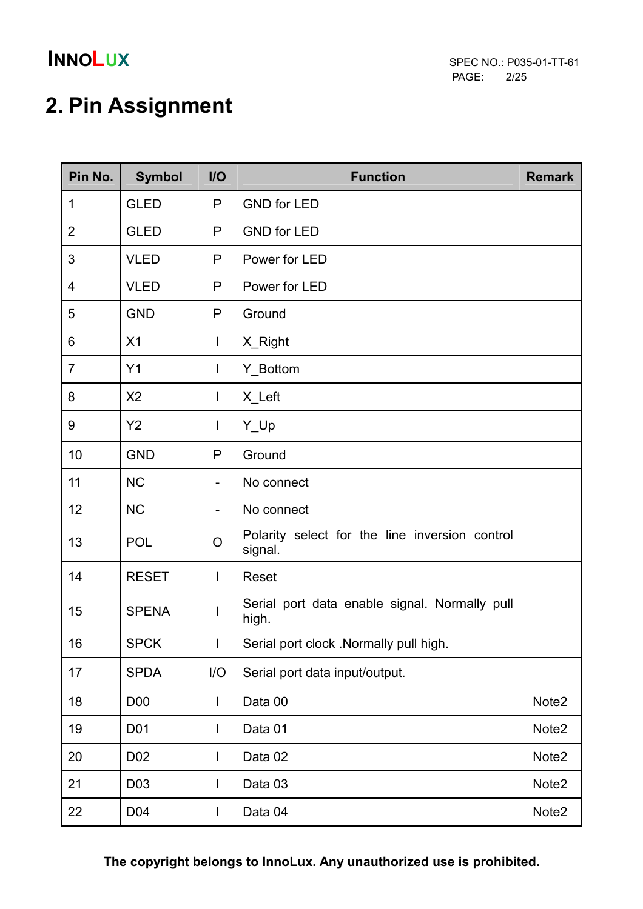## 2. Pin Assignment

| Pin No. | Symbol | I/O | Function | Remark |
|---|---|---|---|---|
| 1 | GLED | P | GND for LED | |
| 2 | GLED | P | GND for LED | |
| 3 | VLED | P | Power for LED | |
| 4 | VLED | P | Power for LED | |
| 5 | GND | P | Ground | |
| 6 | X1 | I | X_Right | |
| 7 | Y1 | I | Y_Bottom | |
| 8 | X2 | I | X_Left | |
| 9 | Y2 | I | Y_Up | |
| 10 | GND | P | Ground | |
| 11 | NC | - | No connect | |
| 12 | NC | - | No connect | |
| 13 | POL | O | Polarity select for the line inversion control signal. | |
| 14 | RESET | I | Reset | |
| 15 | SPENA | I | Serial port data enable signal. Normally pull high. | |
| 16 | SPCK | I | Serial port clock .Normally pull high. | |
| 17 | SPDA | I/O | Serial port data input/output. | |
| 18 | D00 | I | Data 00 | Note2 |
| 19 | D01 | I | Data 01 | Note2 |
| 20 | D02 | I | Data 02 | Note2 |
| 21 | D03 | I | Data 03 | Note2 |
| 22 | D04 | I | Data 04 | Note2 |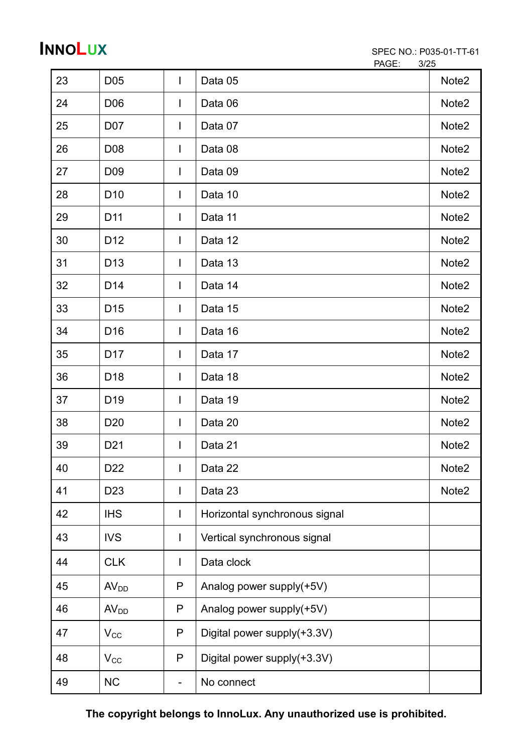| 23 | D05 | I | Data 05 | Note2 |
|---|---|---|---|---|
| 24 | D06 | I | Data 06 | Note2 |
| 25 | D07 | I | Data 07 | Note2 |
| 26 | D08 | I | Data 08 | Note2 |
| 27 | D09 | I | Data 09 | Note2 |
| 28 | D10 | I | Data 10 | Note2 |
| 29 | D11 | I | Data 11 | Note2 |
| 30 | D12 | I | Data 12 | Note2 |
| 31 | D13 | I | Data 13 | Note2 |
| 32 | D14 | I | Data 14 | Note2 |
| 33 | D15 | I | Data 15 | Note2 |
| 34 | D16 | I | Data 16 | Note2 |
| 35 | D17 | I | Data 17 | Note2 |
| 36 | D18 | I | Data 18 | Note2 |
| 37 | D19 | I | Data 19 | Note2 |
| 38 | D20 | I | Data 20 | Note2 |
| 39 | D21 | I | Data 21 | Note2 |
| 40 | D22 | I | Data 22 | Note2 |
| 41 | D23 | I | Data 23 | Note2 |
| 42 | IHS | I | Horizontal synchronous signal | |
| 43 | IVS | I | Vertical synchronous signal | |
| 44 | CLK | I | Data clock | |
| 45 | $AV_{DD}$ | P | Analog power supply(+5V) | |
| 46 | $AV_{DD}$ | P | Analog power supply(+5V) | |
| 47 | $V_{CC}$ | P | Digital power supply(+3.3V) | |
| 48 | $V_{CC}$ | P | Digital power supply(+3.3V) | |
| 49 | NC | - | No connect | |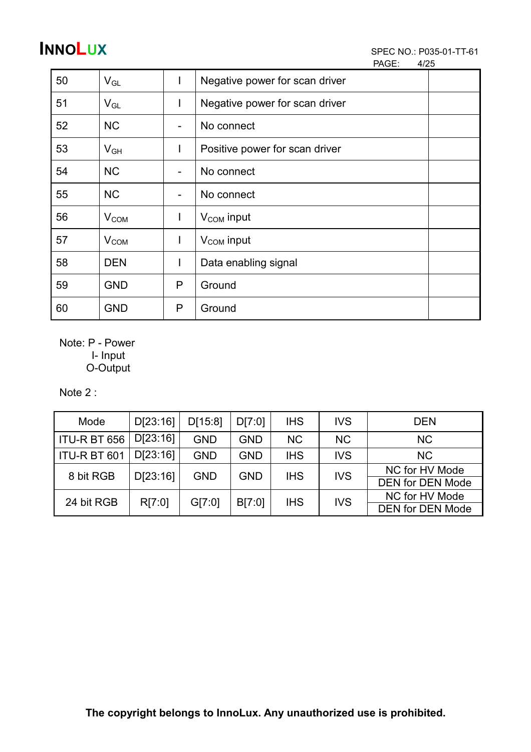| 50 | $V_{GL}$ | I | Negative power for scan driver | |
|---|---|---|---|---|
| 51 | $V_{GL}$ | I | Negative power for scan driver | |
| 52 | NC | - | No connect | |
| 53 | $V_{GH}$ | I | Positive power for scan driver | |
| 54 | NC | - | No connect | |
| 55 | NC | - | No connect | |
| 56 | $V_{COM}$ | I | $V_{COM}$ input | |
| 57 | $V_{COM}$ | I | $V_{COM}$ input | |
| 58 | DEN | I | Data enabling signal | |
| 59 | GND | P | Ground | |
| 60 | GND | P | Ground | |

Note: P - Power
I- Input
O-Output

Note 2 :

| Mode | D[23:16] | D[15:8] | D[7:0] | IHS | IVS | DEN |
|---|---|---|---|---|---|---|
| ITU-R BT 656 | D[23:16] | GND | GND | NC | NC | NC |
| ITU-R BT 601 | D[23:16] | GND | GND | IHS | IVS | NC |
| 8 bit RGB | D[23:16] | GND | GND | IHS | IVS | NC for HV Mode<br>DEN for DEN Mode |
| 24 bit RGB | R[7:0] | G[7:0] | B[7:0] | IHS | IVS | NC for HV Mode<br>DEN for DEN Mode |

**The copyright belongs to InnoLux. Any unauthorized use is prohibited.**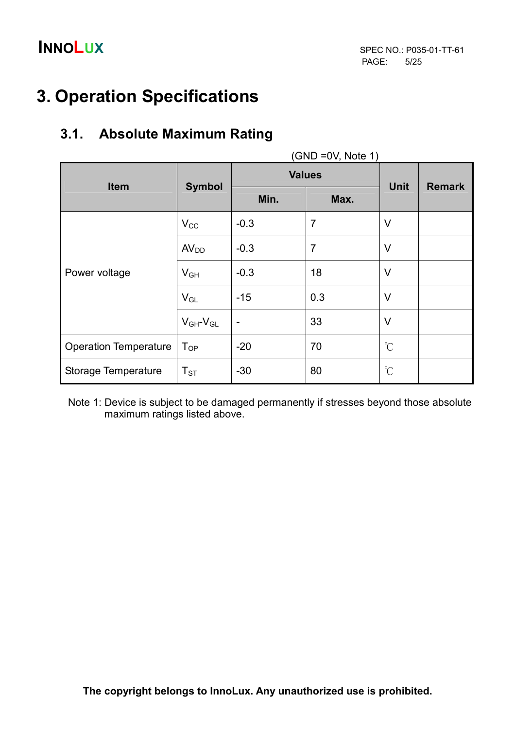# 3. Operation Specifications

## 3.1. Absolute Maximum Rating

(GND =0V, Note 1)

| Item | Symbol | Values | | Unit | Remark |
|---|---|---|---|---|---|
| | | Min. | Max. | | |
| Power voltage | $V_{CC}$ | -0.3 | 7 | V | |
| | $AV_{DD}$ | -0.3 | 7 | V | |
| | $V_{GH}$ | -0.3 | 18 | V | |
| | $V_{GL}$ | -15 | 0.3 | V | |
| | $V_{GH}$-$V_{GL}$ | - | 33 | V | |
| Operation Temperature | $T_{OP}$ | -20 | 70 | ℃ | |
| Storage Temperature | $T_{ST}$ | -30 | 80 | ℃ | |

Note 1: Device is subject to be damaged permanently if stresses beyond those absolute maximum ratings listed above.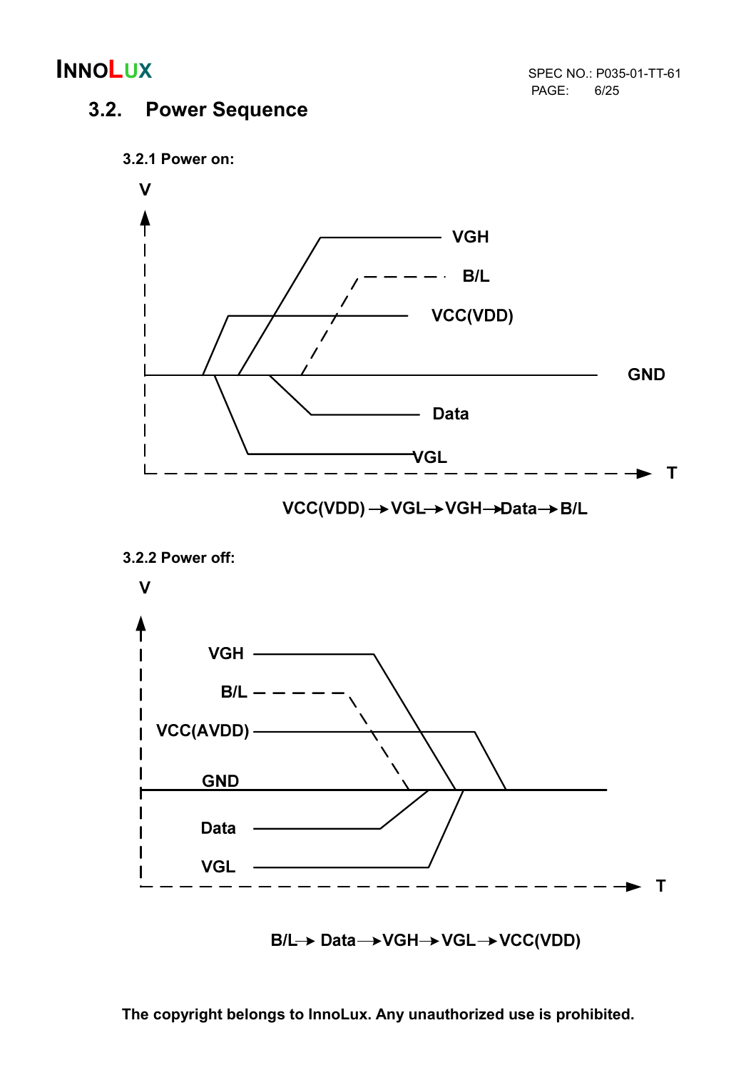## 3.2. Power Sequence

### 3.2.1 Power on:

V

VGH

B/L

VCC(VDD)

GND

Data

VGL

T

VCC(VDD) → VGL → VGH → Data → B/L

### 3.2.2 Power off:

V

VGH

B/L

VCC(AVDD)

GND

Data

VGL

T

B/L → Data → VGH → VGL → VCC(VDD)

**The copyright belongs to InnoLux. Any unauthorized use is prohibited.**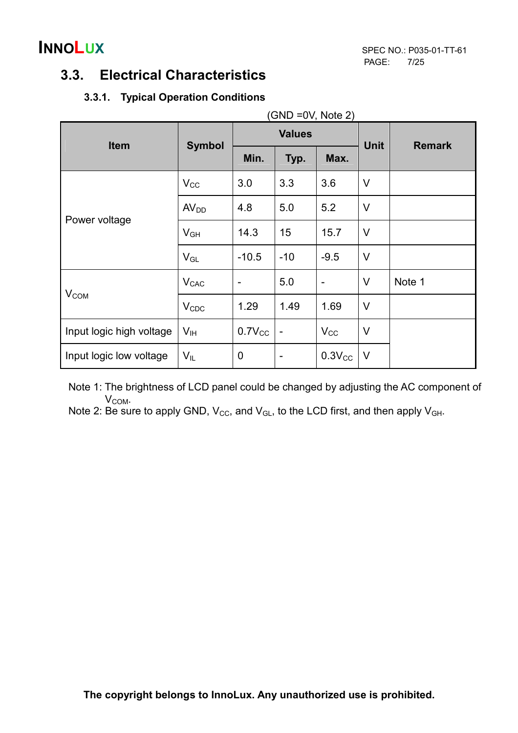## 3.3. Electrical Characteristics

### 3.3.1. Typical Operation Conditions

(GND =0V, Note 2)

| Item | Symbol | Values | | | Unit | Remark |
|---|---|---|---|---|---|---|
| | | Min. | Typ. | Max. | | |
| Power voltage | $V_{CC}$ | 3.0 | 3.3 | 3.6 | V | |
| | $AV_{DD}$ | 4.8 | 5.0 | 5.2 | V | |
| | $V_{GH}$ | 14.3 | 15 | 15.7 | V | |
| | $V_{GL}$ | -10.5 | -10 | -9.5 | V | |
| $V_{COM}$ | $V_{CAC}$ | - | 5.0 | - | V | Note 1 |
| | $V_{CDC}$ | 1.29 | 1.49 | 1.69 | V | |
| Input logic high voltage | $V_{IH}$ | $0.7V_{CC}$ | - | $V_{CC}$ | V | |
| Input logic low voltage | $V_{IL}$ | 0 | - | $0.3V_{CC}$ | V | |

Note 1: The brightness of LCD panel could be changed by adjusting the AC component of $V_{COM}$.

Note 2: Be sure to apply GND, $V_{CC}$, and $V_{GL}$, to the LCD first, and then apply $V_{GH}$.

**The copyright belongs to InnoLux. Any unauthorized use is prohibited.**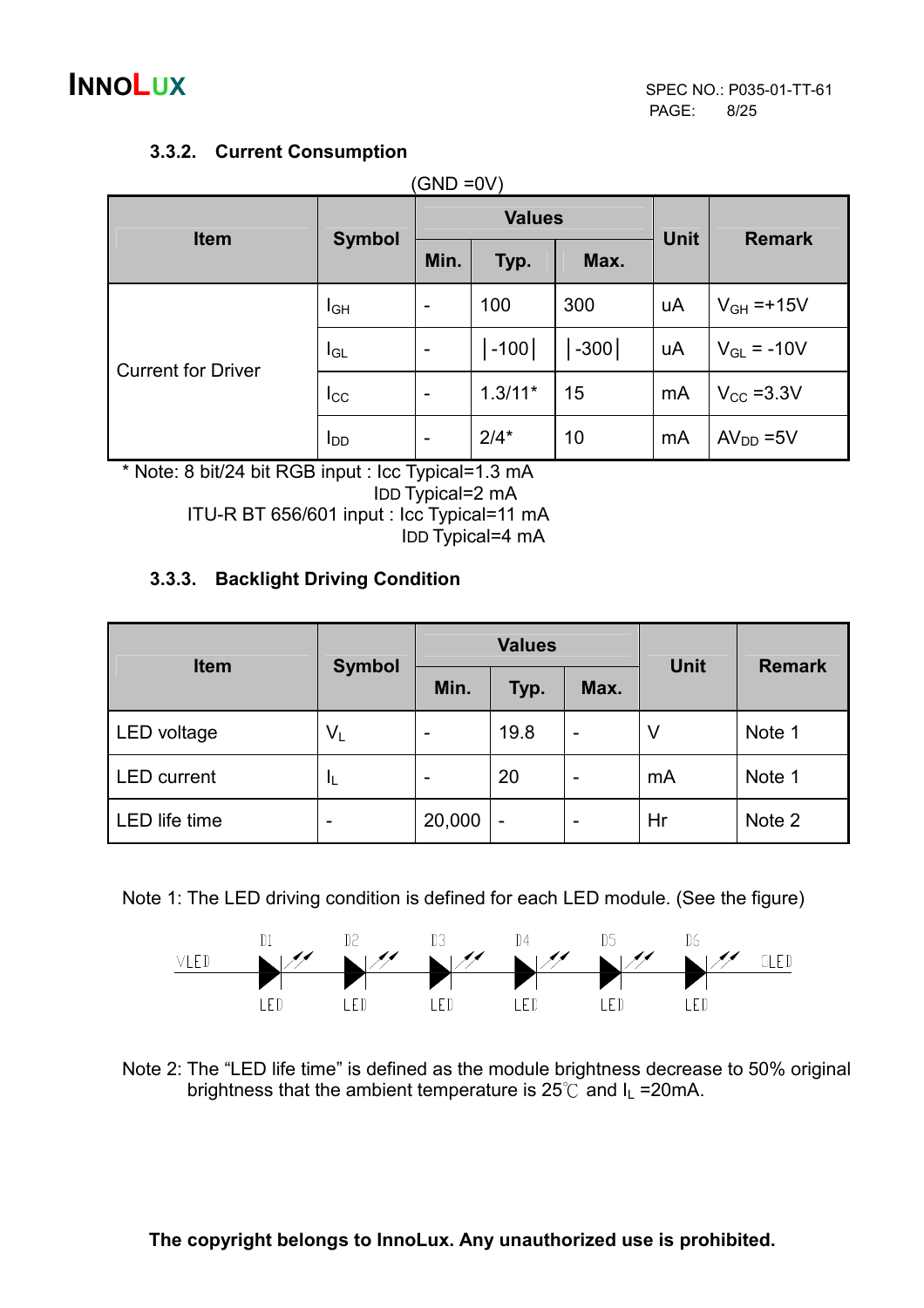### 3.3.2. Current Consumption

(GND =0V)

| Item | Symbol | Values | | | Unit | Remark |
|---|---|---|---|---|---|---|
| | | Min. | Typ. | Max. | | |
| Current for Driver | $I_{GH}$ | - | 100 | 300 | uA | $V_{GH}$ =+15V |
| | $I_{GL}$ | - | \|-100\| | \|-300\| | uA | $V_{GL}$ = -10V |
| | $I_{CC}$ | - | 1.3/11* | 15 | mA | $V_{CC}$ =3.3V |
| | $I_{DD}$ | - | 2/4* | 10 | mA | $AV_{DD}$ =5V |

\* Note: 8 bit/24 bit RGB input : Icc Typical=1.3 mA
IDD Typical=2 mA
ITU-R BT 656/601 input : Icc Typical=11 mA
IDD Typical=4 mA

### 3.3.3. Backlight Driving Condition

| Item | Symbol | Values | | | Unit | Remark |
|---|---|---|---|---|---|---|
| | | Min. | Typ. | Max. | | |
| LED voltage | $V_L$ | - | 19.8 | - | V | Note 1 |
| LED current | $I_L$ | - | 20 | - | mA | Note 1 |
| LED life time | - | 20,000 | - | - | Hr | Note 2 |

Note 1: The LED driving condition is defined for each LED module. (See the figure)

VLED — D1 LED — D2 LED — D3 LED — D4 LED — D5 LED — D6 LED — GLED

Note 2: The "LED life time" is defined as the module brightness decrease to 50% original brightness that the ambient temperature is 25℃ and $I_L$ =20mA.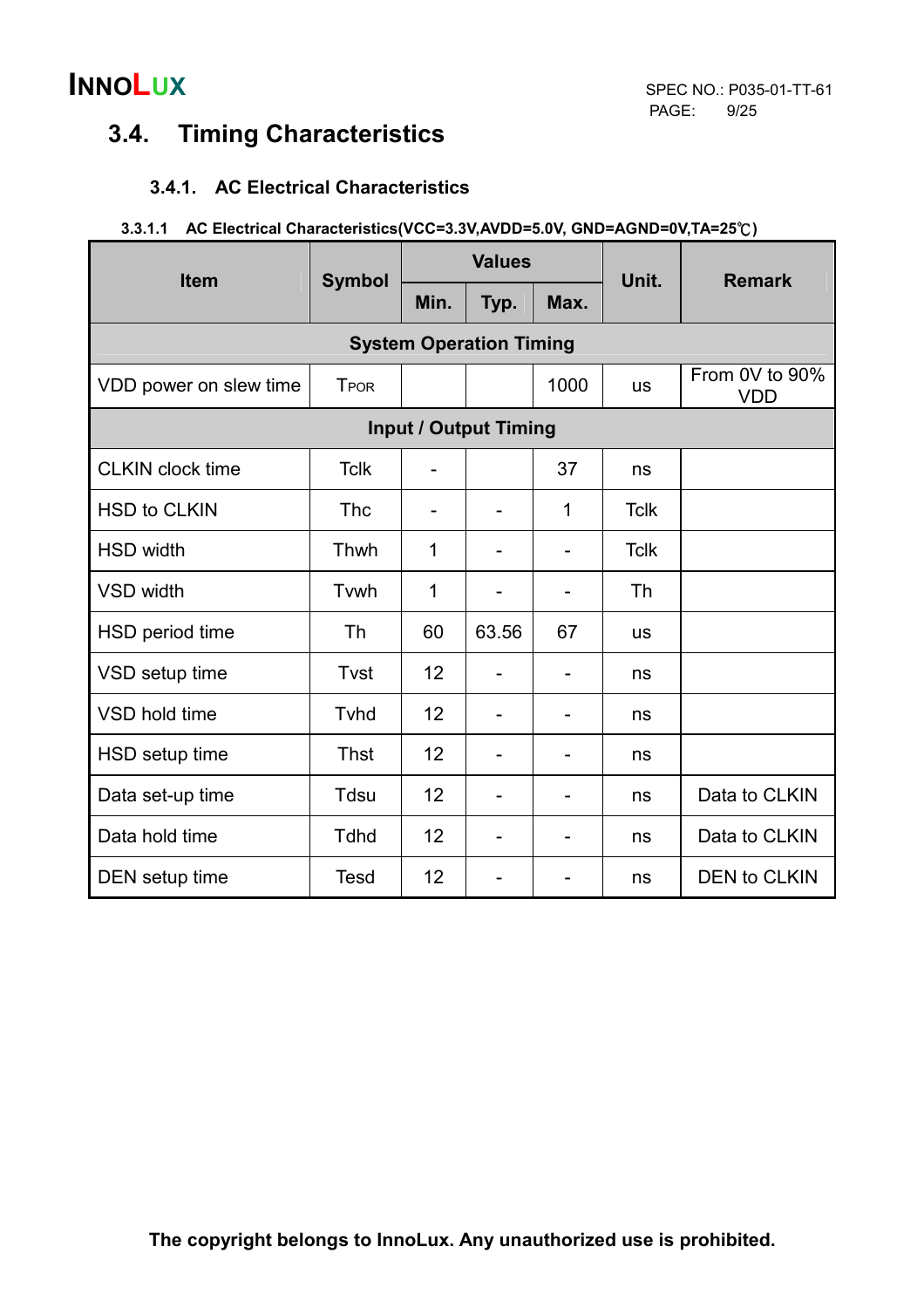## 3.4. Timing Characteristics

### 3.4.1. AC Electrical Characteristics

**3.3.1.1 AC Electrical Characteristics(VCC=3.3V,AVDD=5.0V, GND=AGND=0V,TA=25℃)**

| Item | Symbol | Values | | | Unit. | Remark |
|---|---|---|---|---|---|---|
| | | Min. | Typ. | Max. | | |
| **System Operation Timing** | | | | | | |
| VDD power on slew time | $T_{POR}$ | | | 1000 | us | From 0V to 90% VDD |
| **Input / Output Timing** | | | | | | |
| CLKIN clock time | Tclk | - | | 37 | ns | |
| HSD to CLKIN | Thc | - | - | 1 | Tclk | |
| HSD width | Thwh | 1 | - | - | Tclk | |
| VSD width | Tvwh | 1 | - | - | Th | |
| HSD period time | Th | 60 | 63.56 | 67 | us | |
| VSD setup time | Tvst | 12 | - | - | ns | |
| VSD hold time | Tvhd | 12 | - | - | ns | |
| HSD setup time | Thst | 12 | - | - | ns | |
| Data set-up time | Tdsu | 12 | - | - | ns | Data to CLKIN |
| Data hold time | Tdhd | 12 | - | - | ns | Data to CLKIN |
| DEN setup time | Tesd | 12 | - | - | ns | DEN to CLKIN |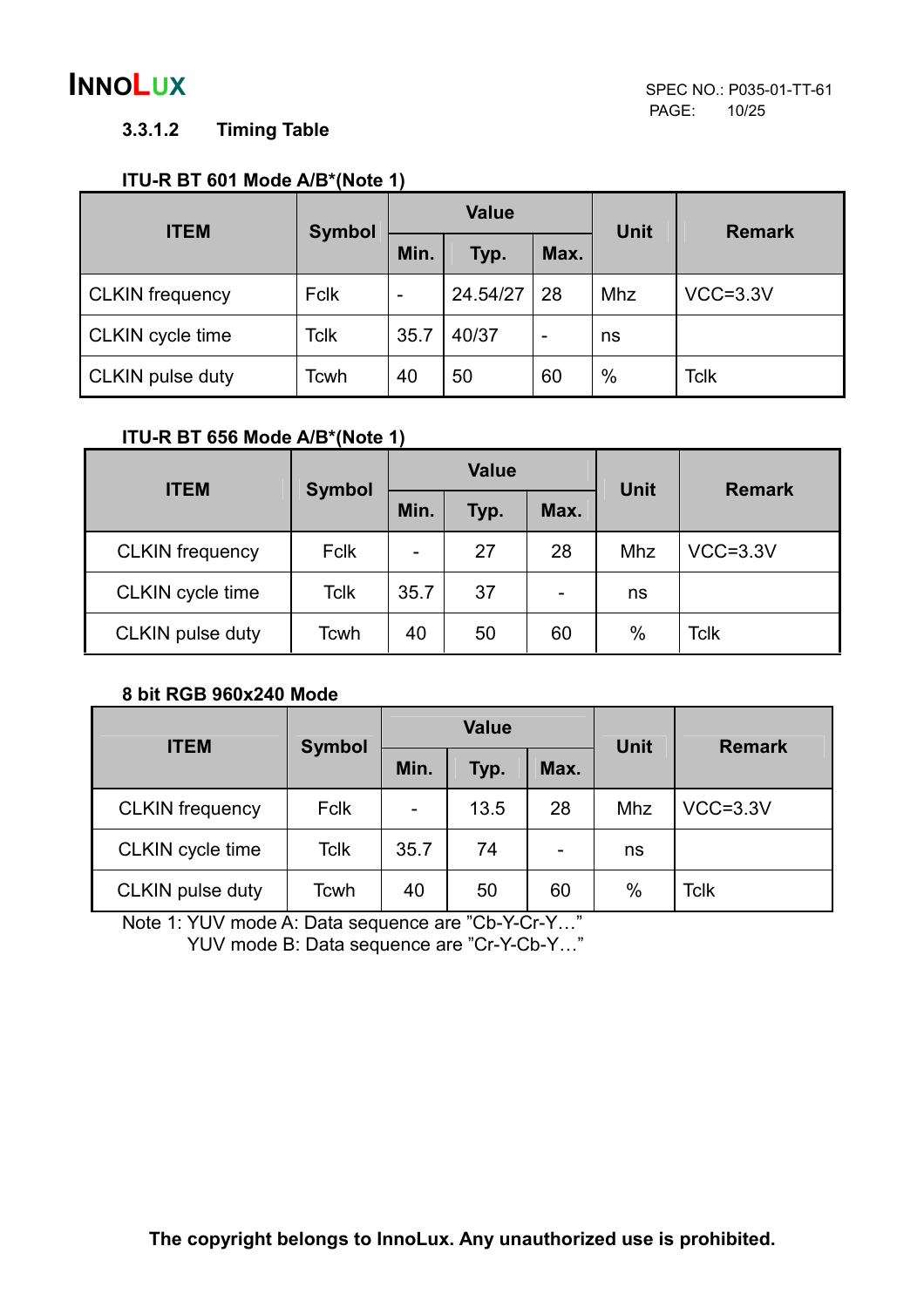### 3.3.1.2 Timing Table

**ITU-R BT 601 Mode A/B*(Note 1)**

| ITEM | Symbol | Value | | | Unit | Remark |
|---|---|---|---|---|---|---|
| | | Min. | Typ. | Max. | | |
| CLKIN frequency | Fclk | - | 24.54/27 | 28 | Mhz | VCC=3.3V |
| CLKIN cycle time | Tclk | 35.7 | 40/37 | - | ns | |
| CLKIN pulse duty | Tcwh | 40 | 50 | 60 | % | Tclk |

**ITU-R BT 656 Mode A/B*(Note 1)**

| ITEM | Symbol | Value | | | Unit | Remark |
|---|---|---|---|---|---|---|
| | | Min. | Typ. | Max. | | |
| CLKIN frequency | Fclk | - | 27 | 28 | Mhz | VCC=3.3V |
| CLKIN cycle time | Tclk | 35.7 | 37 | - | ns | |
| CLKIN pulse duty | Tcwh | 40 | 50 | 60 | % | Tclk |

**8 bit RGB 960x240 Mode**

| ITEM | Symbol | Value | | | Unit | Remark |
|---|---|---|---|---|---|---|
| | | Min. | Typ. | Max. | | |
| CLKIN frequency | Fclk | - | 13.5 | 28 | Mhz | VCC=3.3V |
| CLKIN cycle time | Tclk | 35.7 | 74 | - | ns | |
| CLKIN pulse duty | Tcwh | 40 | 50 | 60 | % | Tclk |

Note 1: YUV mode A: Data sequence are "Cb-Y-Cr-Y…"
YUV mode B: Data sequence are "Cr-Y-Cb-Y…"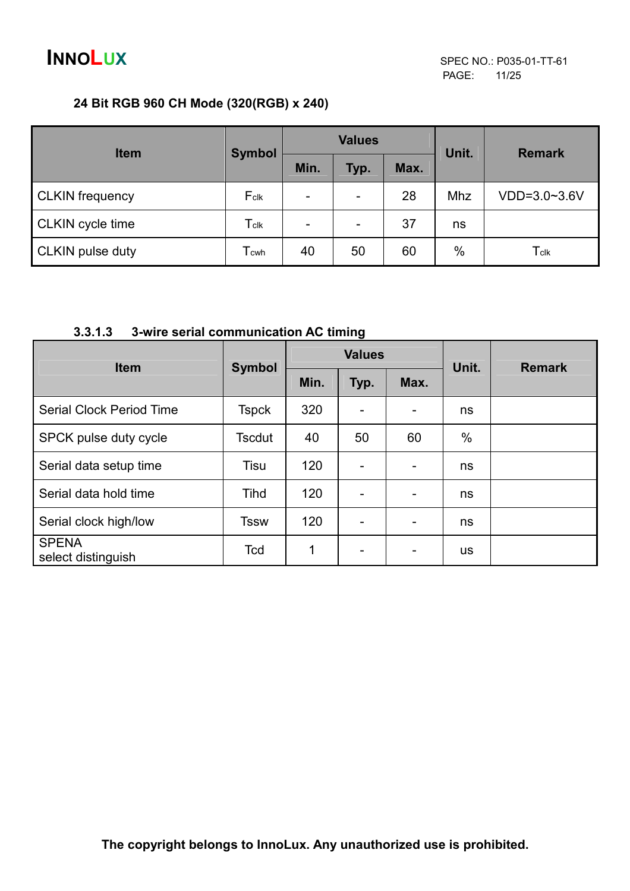**24 Bit RGB 960 CH Mode (320(RGB) x 240)**

| Item | Symbol | Values | | | Unit. | Remark |
|---|---|---|---|---|---|---|
| | | Min. | Typ. | Max. | | |
| CLKIN frequency | $F_{clk}$ | - | - | 28 | Mhz | VDD=3.0~3.6V |
| CLKIN cycle time | $T_{clk}$ | - | - | 37 | ns | |
| CLKIN pulse duty | $T_{cwh}$ | 40 | 50 | 60 | % | $T_{clk}$ |

### 3.3.1.3 3-wire serial communication AC timing

| Item | Symbol | Values | | | Unit. | Remark |
|---|---|---|---|---|---|---|
| | | Min. | Typ. | Max. | | |
| Serial Clock Period Time | Tspck | 320 | - | - | ns | |
| SPCK pulse duty cycle | Tscdut | 40 | 50 | 60 | % | |
| Serial data setup time | Tisu | 120 | - | - | ns | |
| Serial data hold time | Tihd | 120 | - | - | ns | |
| Serial clock high/low | Tssw | 120 | - | - | ns | |
| SPENA select distinguish | Tcd | 1 | - | - | us | |

**The copyright belongs to InnoLux. Any unauthorized use is prohibited.**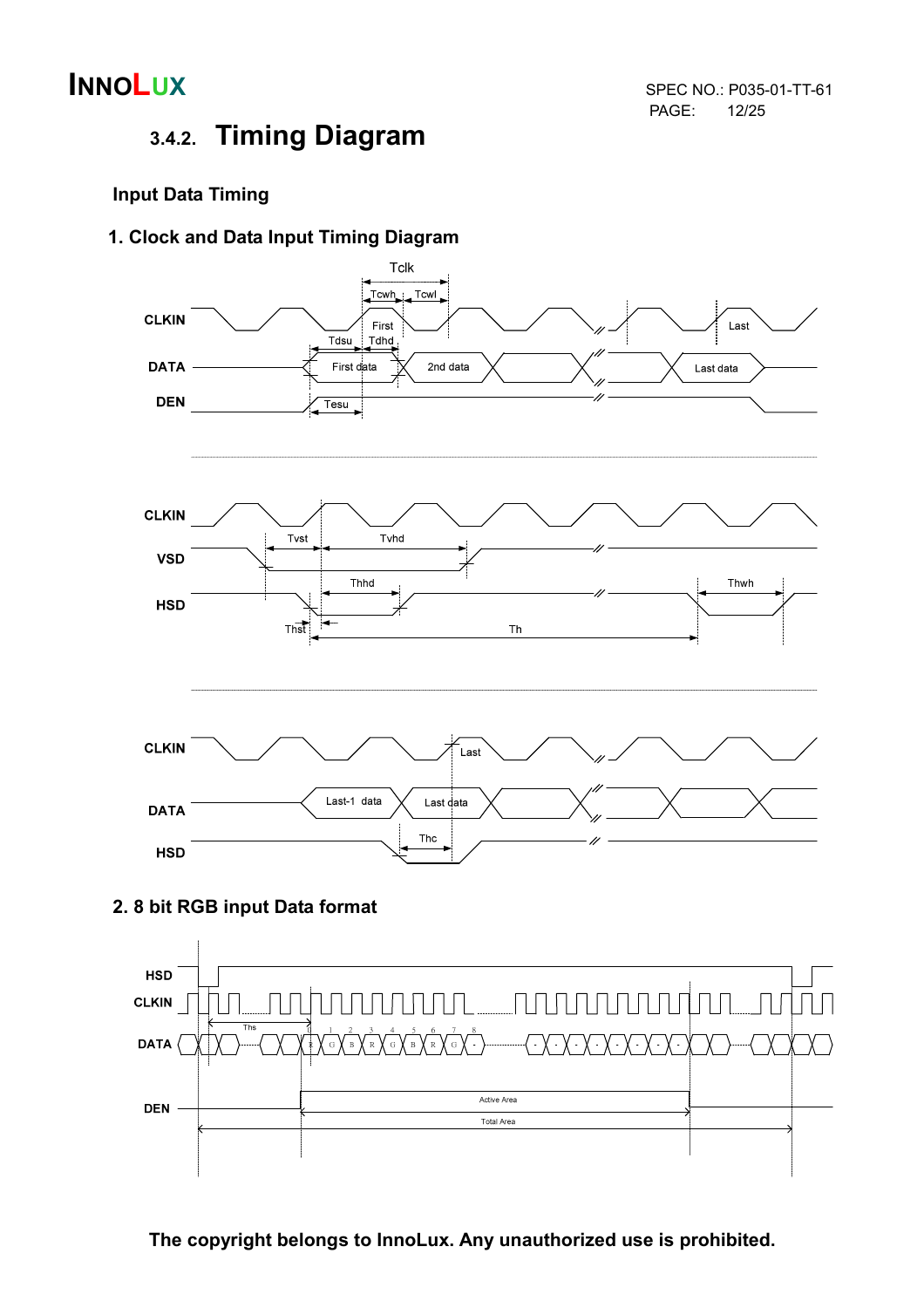### 3.4.2. Timing Diagram

**Input Data Timing**

**1. Clock and Data Input Timing Diagram**

Tclk

Tcwh Tcwl

CLKIN

First

Last

Tdsu Tdhd

DATA

First data

2nd data

Last data

DEN

Tesu

CLKIN

Tvst Tvhd

VSD

Thhd

Thwh

HSD

Thst

Th

CLKIN

Last

DATA

Last-1 data

Last data

Thc

HSD

**2. 8 bit RGB input Data format**

HSD

CLKIN

Ths

DATA

0 1 2 3 4 5 6 7 8

R G B R G B R G -

DEN

Active Area

Total Area

**The copyright belongs to InnoLux. Any unauthorized use is prohibited.**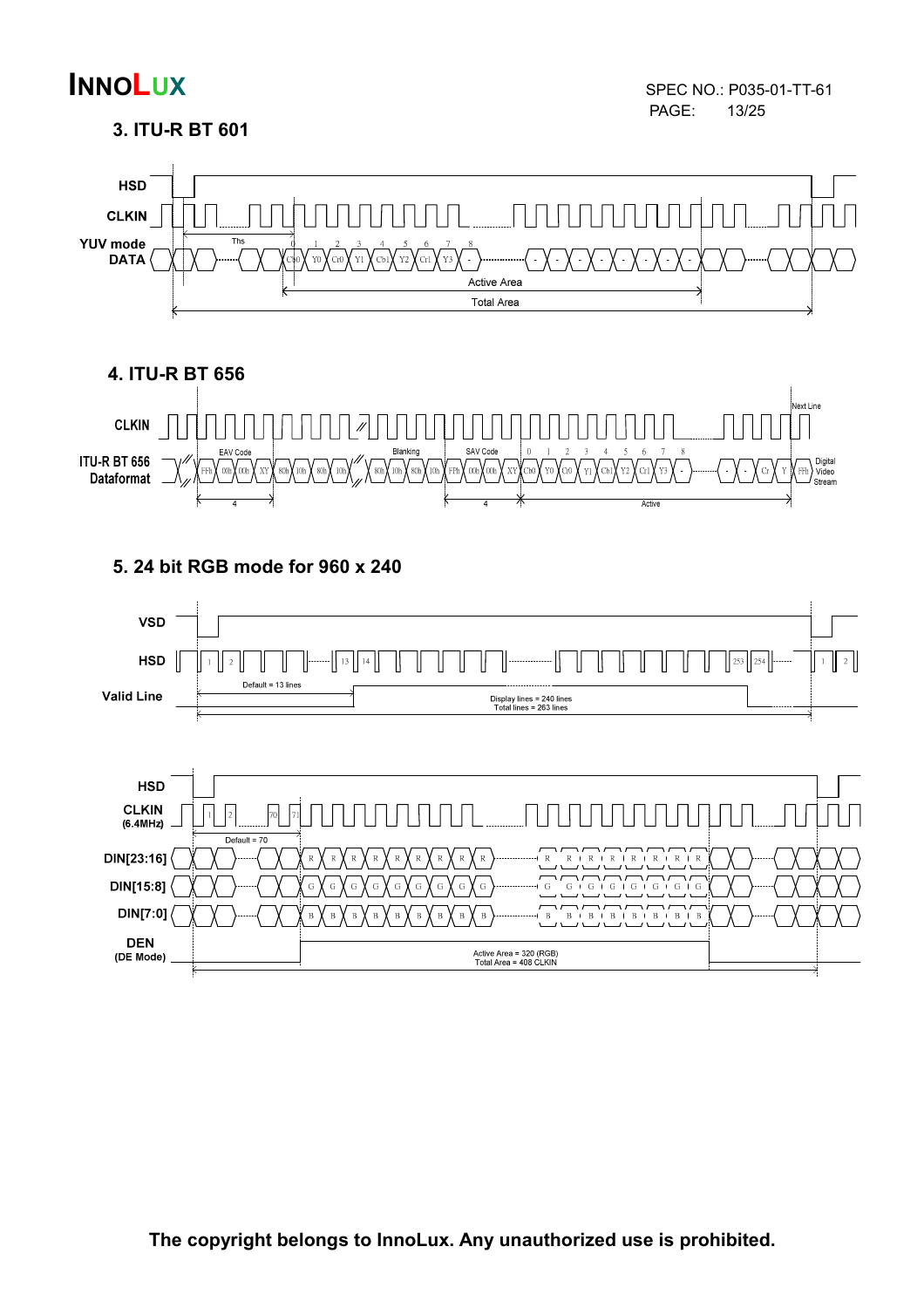### 3. ITU-R BT 601

HSD

CLKIN

YUV mode DATA

Ths

0 1 2 3 4 5 6 7 8

Cb0 Y0 Cr0 Y1 Cb1 Y2 Cr1 Y3 -

Active Area

Total Area

### 4. ITU-R BT 656

CLKIN

ITU-R BT 656 Dataformat

EAV Code

FFh 00h 00h XY 80h 10h 80h 10h

Blanking

80h 10h 80h 10h

SAV Code

FFh 00h 00h XY

0 1 2 3 4 5 6 7 8

Cb0 Y0 Cr0 Y1 Cb1 Y2 Cr1 Y3 -

Cr Y FFh

Next Line

Digital Video Stream

4

4

Active

### 5. 24 bit RGB mode for 960 x 240

VSD

HSD

1 2 13 14 253 254 1 2

Valid Line

Default = 13 lines

Display lines = 240 lines
Total lines = 263 lines

HSD

CLKIN (6.4MHz)

1 2 70 71

Default = 70

DIN[23:16] R R R R R R R R R

DIN[15:8] G G G G G G G G G

DIN[7:0] B B B B B B B B B

DEN (DE Mode)

Active Area = 320 (RGB)
Total Area = 408 CLKIN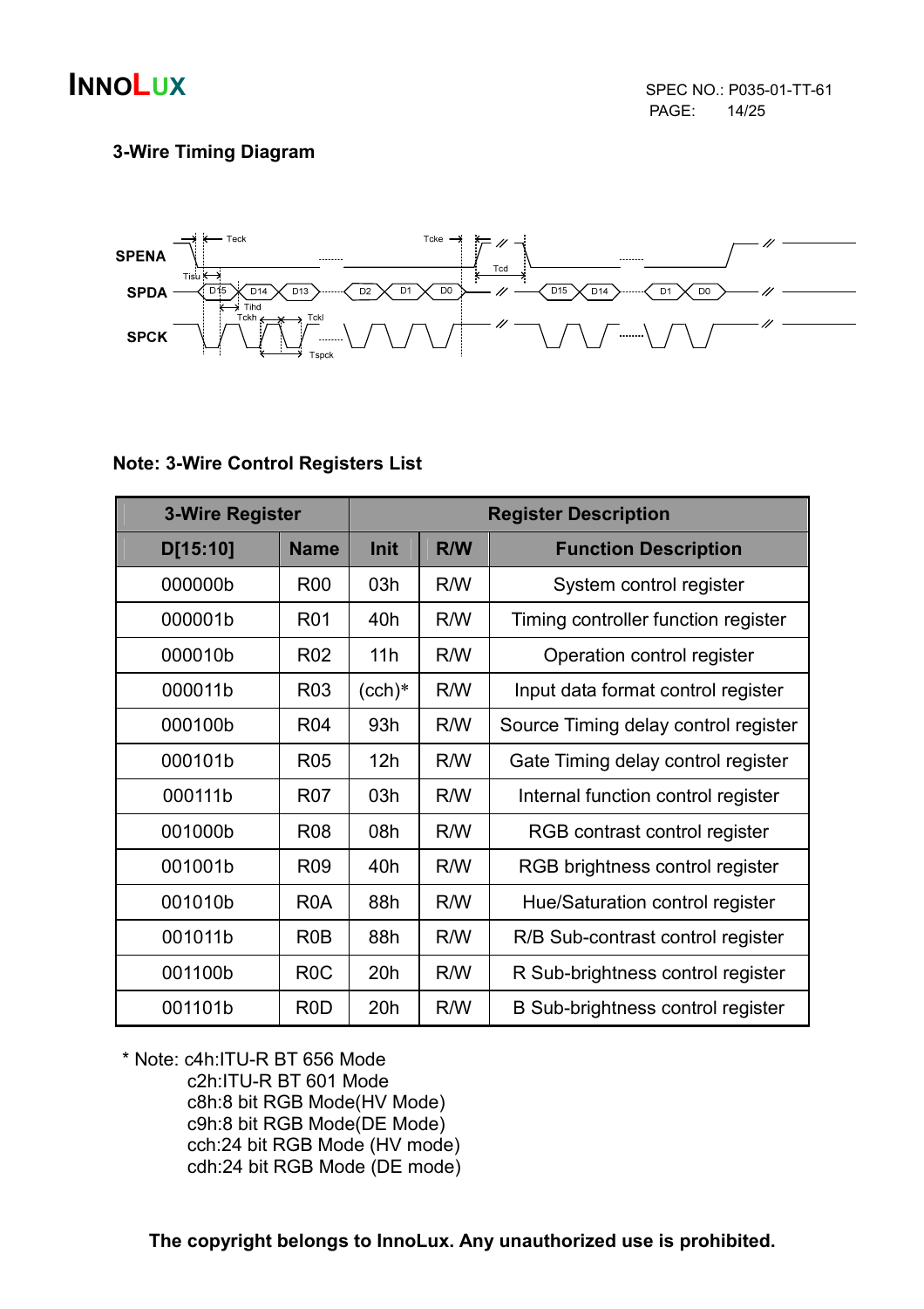### 3-Wire Timing Diagram

**Note: 3-Wire Control Registers List**

| 3-Wire Register | | Register Description | | |
|---|---|---|---|---|
| **D[15:10]** | **Name** | **Init** | **R/W** | **Function Description** |
| 000000b | R00 | 03h | R/W | System control register |
| 000001b | R01 | 40h | R/W | Timing controller function register |
| 000010b | R02 | 11h | R/W | Operation control register |
| 000011b | R03 | (cch)* | R/W | Input data format control register |
| 000100b | R04 | 93h | R/W | Source Timing delay control register |
| 000101b | R05 | 12h | R/W | Gate Timing delay control register |
| 000111b | R07 | 03h | R/W | Internal function control register |
| 001000b | R08 | 08h | R/W | RGB contrast control register |
| 001001b | R09 | 40h | R/W | RGB brightness control register |
| 001010b | R0A | 88h | R/W | Hue/Saturation control register |
| 001011b | R0B | 88h | R/W | R/B Sub-contrast control register |
| 001100b | R0C | 20h | R/W | R Sub-brightness control register |
| 001101b | R0D | 20h | R/W | B Sub-brightness control register |

* Note: c4h:ITU-R BT 656 Mode
  c2h:ITU-R BT 601 Mode
  c8h:8 bit RGB Mode(HV Mode)
  c9h:8 bit RGB Mode(DE Mode)
  cch:24 bit RGB Mode (HV mode)
  cdh:24 bit RGB Mode (DE mode)

**The copyright belongs to InnoLux. Any unauthorized use is prohibited.**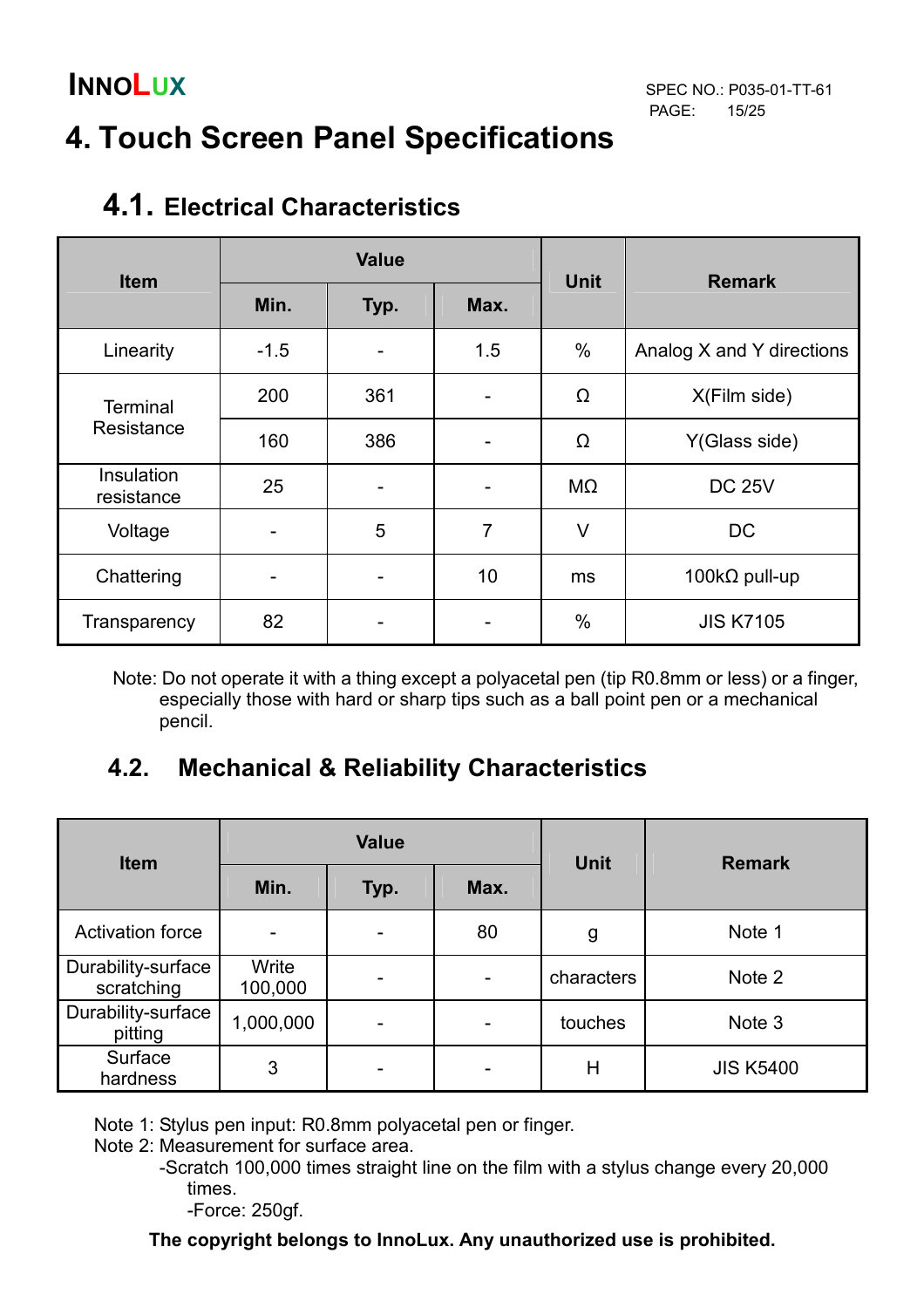# 4. Touch Screen Panel Specifications

## 4.1. Electrical Characteristics

| Item | Value | | | Unit | Remark |
|---|---|---|---|---|---|
| | Min. | Typ. | Max. | | |
| Linearity | -1.5 | - | 1.5 | % | Analog X and Y directions |
| Terminal Resistance | 200 | 361 | - | Ω | X(Film side) |
| | 160 | 386 | - | Ω | Y(Glass side) |
| Insulation resistance | 25 | - | - | MΩ | DC 25V |
| Voltage | - | 5 | 7 | V | DC |
| Chattering | - | - | 10 | ms | 100kΩ pull-up |
| Transparency | 82 | - | - | % | JIS K7105 |

Note: Do not operate it with a thing except a polyacetal pen (tip R0.8mm or less) or a finger, especially those with hard or sharp tips such as a ball point pen or a mechanical pencil.

## 4.2. Mechanical & Reliability Characteristics

| Item | Value | | | Unit | Remark |
|---|---|---|---|---|---|
| | Min. | Typ. | Max. | | |
| Activation force | - | - | 80 | g | Note 1 |
| Durability-surface scratching | Write 100,000 | - | - | characters | Note 2 |
| Durability-surface pitting | 1,000,000 | - | - | touches | Note 3 |
| Surface hardness | 3 | - | - | H | JIS K5400 |

Note 1: Stylus pen input: R0.8mm polyacetal pen or finger.
Note 2: Measurement for surface area.
-Scratch 100,000 times straight line on the film with a stylus change every 20,000 times.
-Force: 250gf.

**The copyright belongs to InnoLux. Any unauthorized use is prohibited.**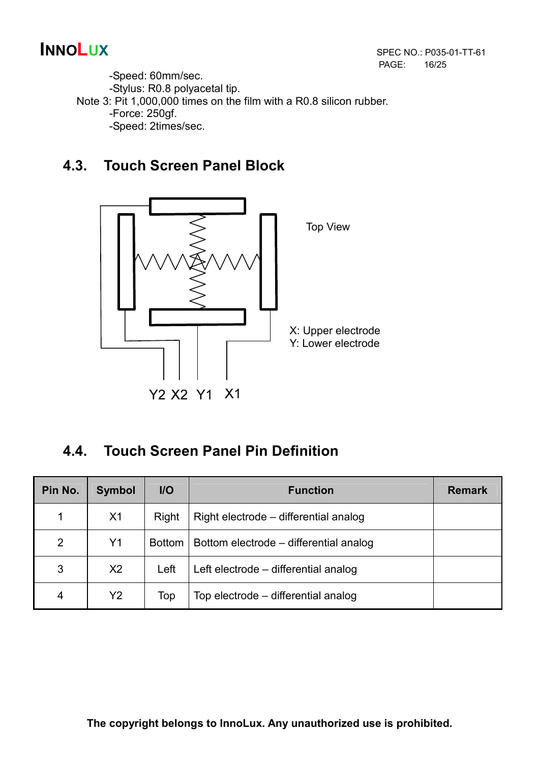-Speed: 60mm/sec.
-Stylus: R0.8 polyacetal tip.

Note 3: Pit 1,000,000 times on the film with a R0.8 silicon rubber.
-Force: 250gf.
-Speed: 2times/sec.

## 4.3. Touch Screen Panel Block

Top View

X: Upper electrode
Y: Lower electrode

Y2 X2 Y1 X1

## 4.4. Touch Screen Panel Pin Definition

| Pin No. | Symbol | I/O | Function | Remark |
|---|---|---|---|---|
| 1 | X1 | Right | Right electrode – differential analog | |
| 2 | Y1 | Bottom | Bottom electrode – differential analog | |
| 3 | X2 | Left | Left electrode – differential analog | |
| 4 | Y2 | Top | Top electrode – differential analog | |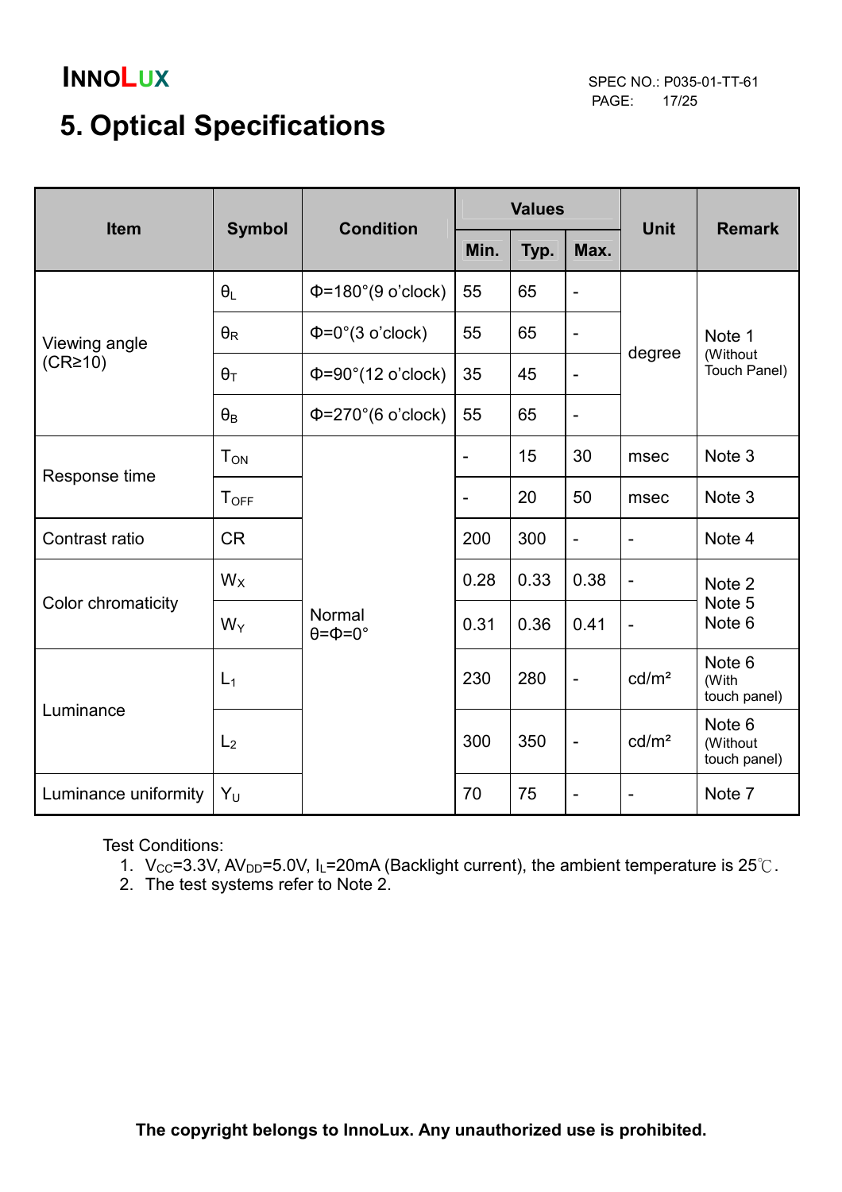## 5. Optical Specifications

| Item | Symbol | Condition | Values | | | Unit | Remark |
|---|---|---|---|---|---|---|---|
| | | | Min. | Typ. | Max. | | |
| Viewing angle (CR≥10) | $\theta_L$ | Φ=180°(9 o'clock) | 55 | 65 | - | degree | Note 1 (Without Touch Panel) |
| | $\theta_R$ | Φ=0°(3 o'clock) | 55 | 65 | - | | |
| | $\theta_T$ | Φ=90°(12 o'clock) | 35 | 45 | - | | |
| | $\theta_B$ | Φ=270°(6 o'clock) | 55 | 65 | - | | |
| Response time | $T_{ON}$ | Normal θ=Φ=0° | - | 15 | 30 | msec | Note 3 |
| | $T_{OFF}$ | | - | 20 | 50 | msec | Note 3 |
| Contrast ratio | CR | | 200 | 300 | - | - | Note 4 |
| Color chromaticity | $W_X$ | | 0.28 | 0.33 | 0.38 | - | Note 2 Note 5 Note 6 |
| | $W_Y$ | | 0.31 | 0.36 | 0.41 | - | |
| Luminance | $L_1$ | | 230 | 280 | - | cd/m² | Note 6 (With touch panel) |
| | $L_2$ | | 300 | 350 | - | cd/m² | Note 6 (Without touch panel) |
| Luminance uniformity | $Y_U$ | | 70 | 75 | - | - | Note 7 |

Test Conditions:

1. $V_{CC}$=3.3V, $AV_{DD}$=5.0V, $I_L$=20mA (Backlight current), the ambient temperature is 25℃.
2. The test systems refer to Note 2.

**The copyright belongs to InnoLux. Any unauthorized use is prohibited.**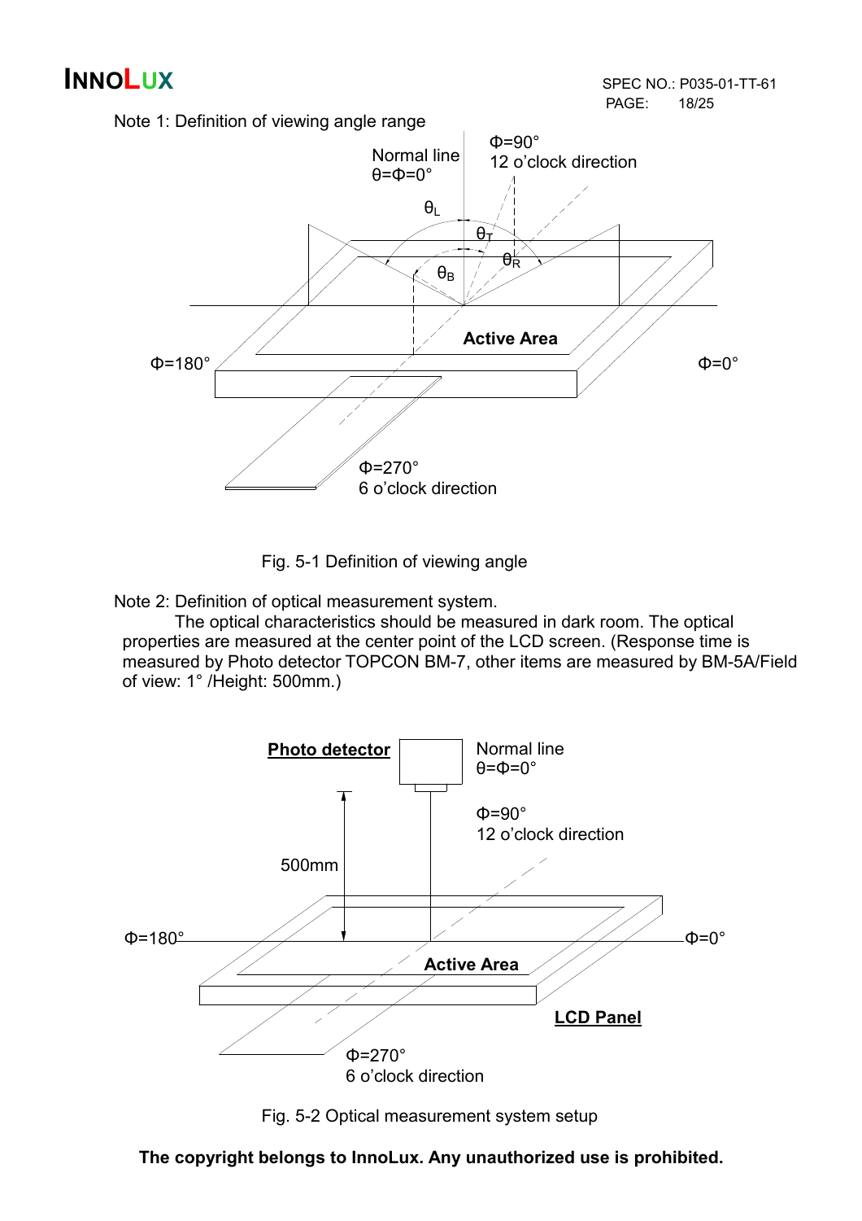Note 1: Definition of viewing angle range

Normal line
$\theta=\Phi=0°$

$\Phi=90°$
12 o'clock direction

$\theta_L$ $\theta_T$ $\theta_R$ $\theta_B$

Active Area

$\Phi=180°$

$\Phi=0°$

$\Phi=270°$
6 o'clock direction

Fig. 5-1 Definition of viewing angle

Note 2: Definition of optical measurement system.

The optical characteristics should be measured in dark room. The optical properties are measured at the center point of the LCD screen. (Response time is measured by Photo detector TOPCON BM-7, other items are measured by BM-5A/Field of view: 1° /Height: 500mm.)

**Photo detector**

Normal line
$\theta=\Phi=0°$

$\Phi=90°$
12 o'clock direction

500mm

$\Phi=180°$

$\Phi=0°$

Active Area

**LCD Panel**

$\Phi=270°$
6 o'clock direction

Fig. 5-2 Optical measurement system setup

**The copyright belongs to InnoLux. Any unauthorized use is prohibited.**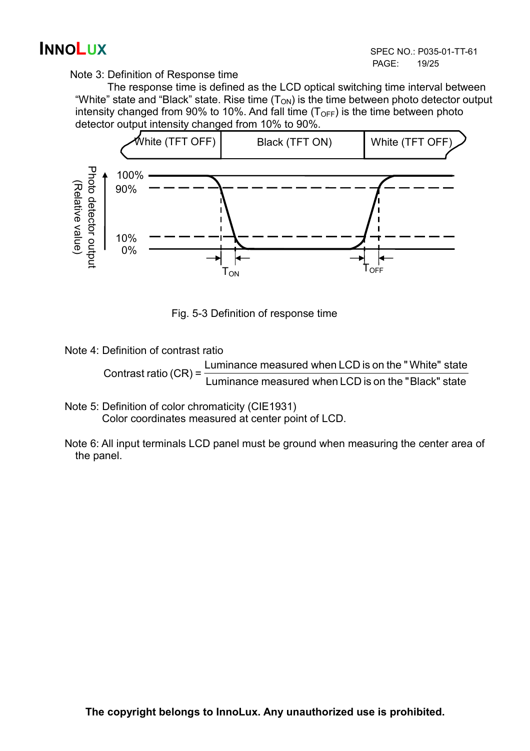Note 3: Definition of Response time

The response time is defined as the LCD optical switching time interval between "White" state and "Black" state. Rise time ($T_{ON}$) is the time between photo detector output intensity changed from 90% to 10%. And fall time ($T_{OFF}$) is the time between photo detector output intensity changed from 10% to 90%.

Fig. 5-3 Definition of response time

Note 4: Definition of contrast ratio

$$\text{Contrast ratio (CR)} = \frac{\text{Luminance measured when LCD is on the "White" state}}{\text{Luminance measured when LCD is on the "Black" state}}$$

Note 5: Definition of color chromaticity (CIE1931)
Color coordinates measured at center point of LCD.

Note 6: All input terminals LCD panel must be ground when measuring the center area of the panel.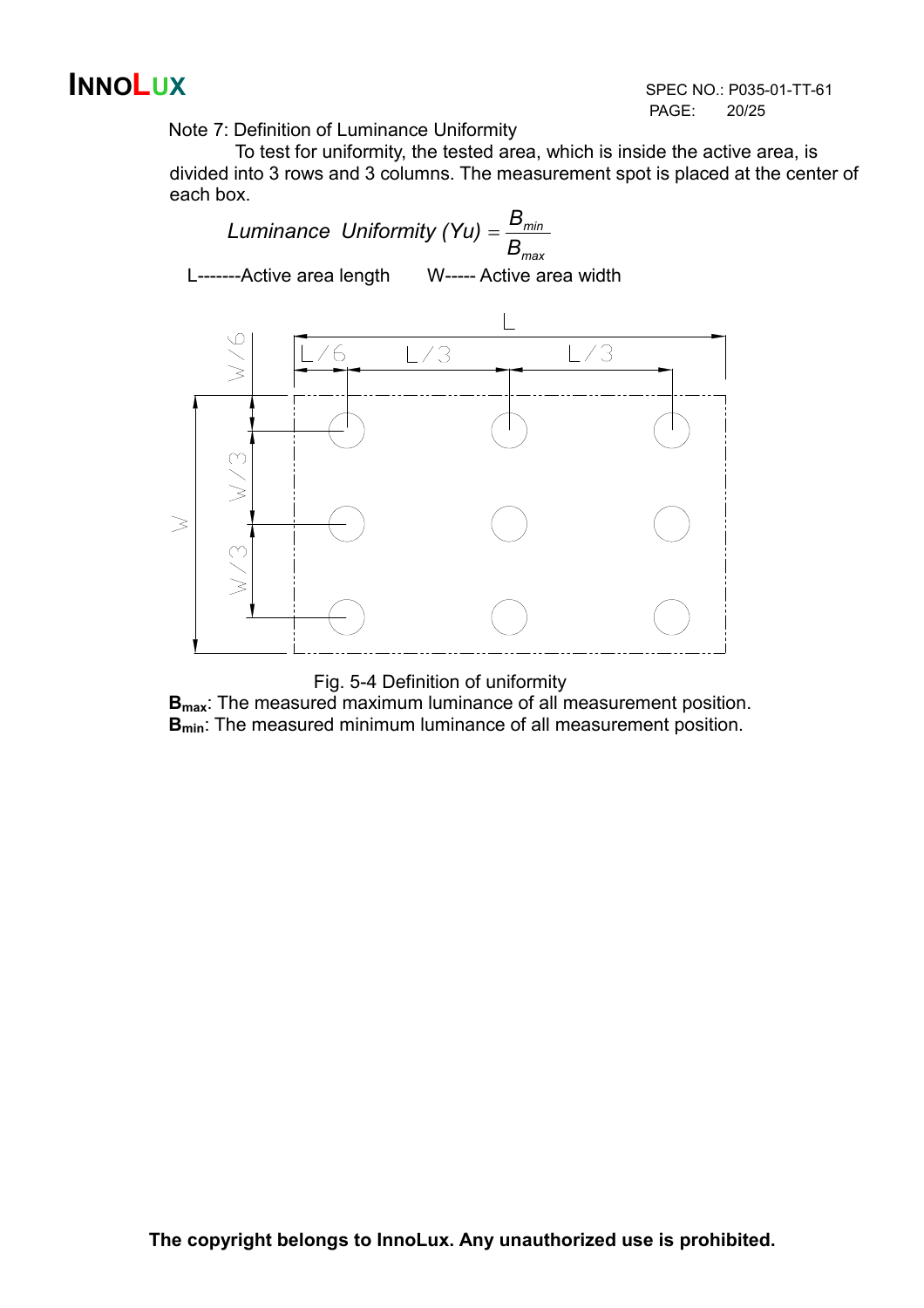Note 7: Definition of Luminance Uniformity

To test for uniformity, the tested area, which is inside the active area, is divided into 3 rows and 3 columns. The measurement spot is placed at the center of each box.

$$Luminance\ \ Uniformity\ (Yu) = \frac{B_{min}}{B_{max}}$$

L-------Active area length W----- Active area width

Fig. 5-4 Definition of uniformity

**$B_{max}$**: The measured maximum luminance of all measurement position.

**$B_{min}$**: The measured minimum luminance of all measurement position.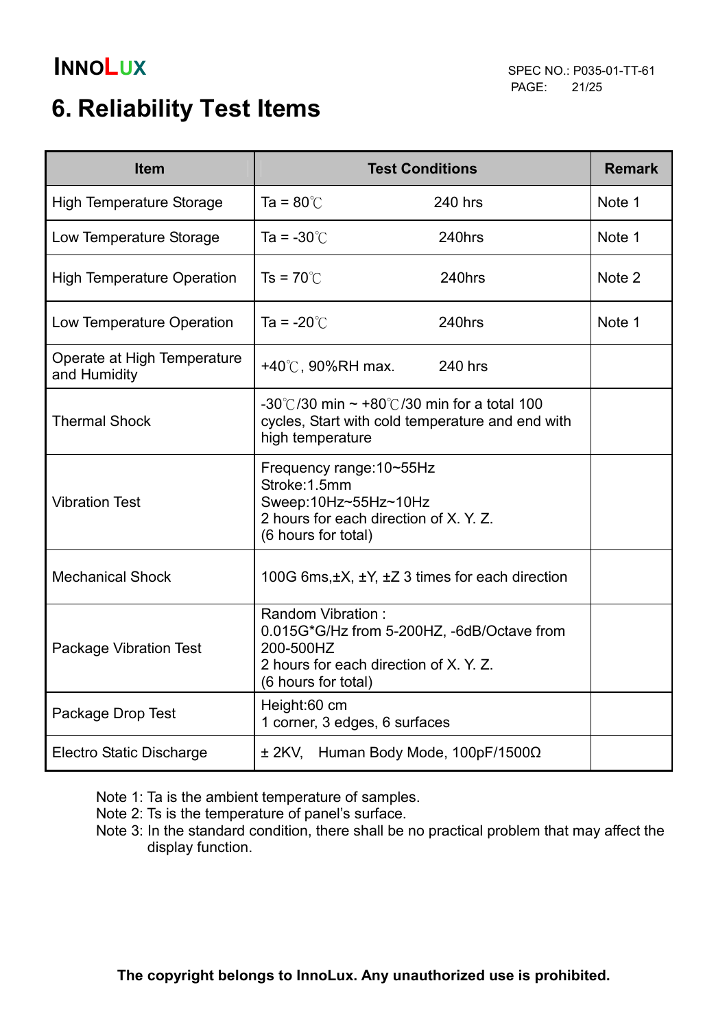# 6. Reliability Test Items

| Item | Test Conditions | Remark |
|---|---|---|
| High Temperature Storage | Ta = 80℃ 240 hrs | Note 1 |
| Low Temperature Storage | Ta = -30℃ 240hrs | Note 1 |
| High Temperature Operation | Ts = 70℃ 240hrs | Note 2 |
| Low Temperature Operation | Ta = -20℃ 240hrs | Note 1 |
| Operate at High Temperature and Humidity | +40℃, 90%RH max. 240 hrs | |
| Thermal Shock | -30℃/30 min ~ +80℃/30 min for a total 100 cycles, Start with cold temperature and end with high temperature | |
| Vibration Test | Frequency range:10~55Hz<br>Stroke:1.5mm<br>Sweep:10Hz~55Hz~10Hz<br>2 hours for each direction of X. Y. Z.<br>(6 hours for total) | |
| Mechanical Shock | 100G 6ms,±X, ±Y, ±Z 3 times for each direction | |
| Package Vibration Test | Random Vibration :<br>0.015G*G/Hz from 5-200HZ, -6dB/Octave from 200-500HZ<br>2 hours for each direction of X. Y. Z.<br>(6 hours for total) | |
| Package Drop Test | Height:60 cm<br>1 corner, 3 edges, 6 surfaces | |
| Electro Static Discharge | ± 2KV, Human Body Mode, 100pF/1500Ω | |

Note 1: Ta is the ambient temperature of samples.
Note 2: Ts is the temperature of panel's surface.
Note 3: In the standard condition, there shall be no practical problem that may affect the display function.

**The copyright belongs to InnoLux. Any unauthorized use is prohibited.**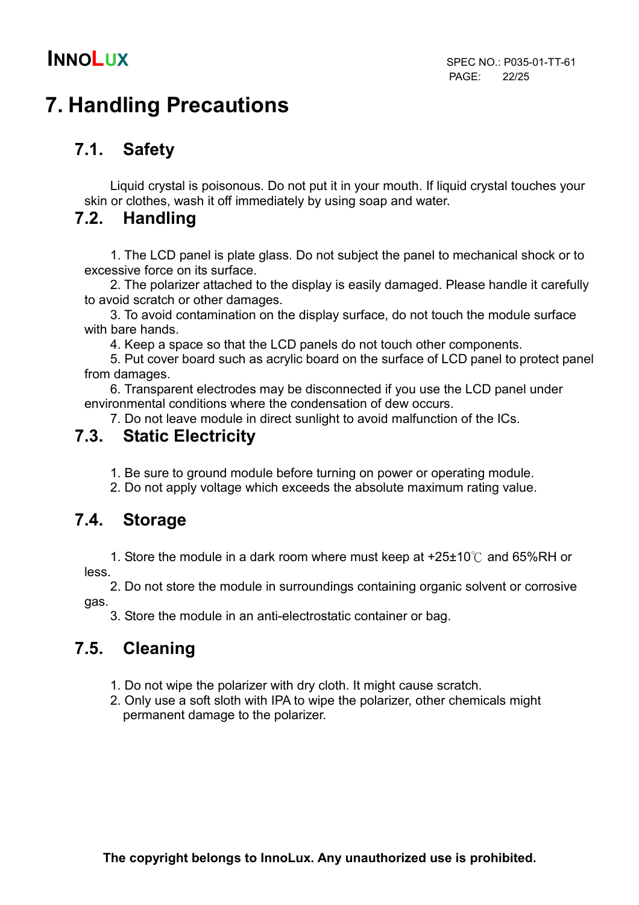# 7. Handling Precautions

## 7.1. Safety

Liquid crystal is poisonous. Do not put it in your mouth. If liquid crystal touches your skin or clothes, wash it off immediately by using soap and water.

## 7.2. Handling

1. The LCD panel is plate glass. Do not subject the panel to mechanical shock or to excessive force on its surface.
2. The polarizer attached to the display is easily damaged. Please handle it carefully to avoid scratch or other damages.
3. To avoid contamination on the display surface, do not touch the module surface with bare hands.
4. Keep a space so that the LCD panels do not touch other components.
5. Put cover board such as acrylic board on the surface of LCD panel to protect panel from damages.
6. Transparent electrodes may be disconnected if you use the LCD panel under environmental conditions where the condensation of dew occurs.
7. Do not leave module in direct sunlight to avoid malfunction of the ICs.

## 7.3. Static Electricity

1. Be sure to ground module before turning on power or operating module.
2. Do not apply voltage which exceeds the absolute maximum rating value.

## 7.4. Storage

1. Store the module in a dark room where must keep at +25±10℃ and 65%RH or less.
2. Do not store the module in surroundings containing organic solvent or corrosive gas.
3. Store the module in an anti-electrostatic container or bag.

## 7.5. Cleaning

1. Do not wipe the polarizer with dry cloth. It might cause scratch.
2. Only use a soft sloth with IPA to wipe the polarizer, other chemicals might permanent damage to the polarizer.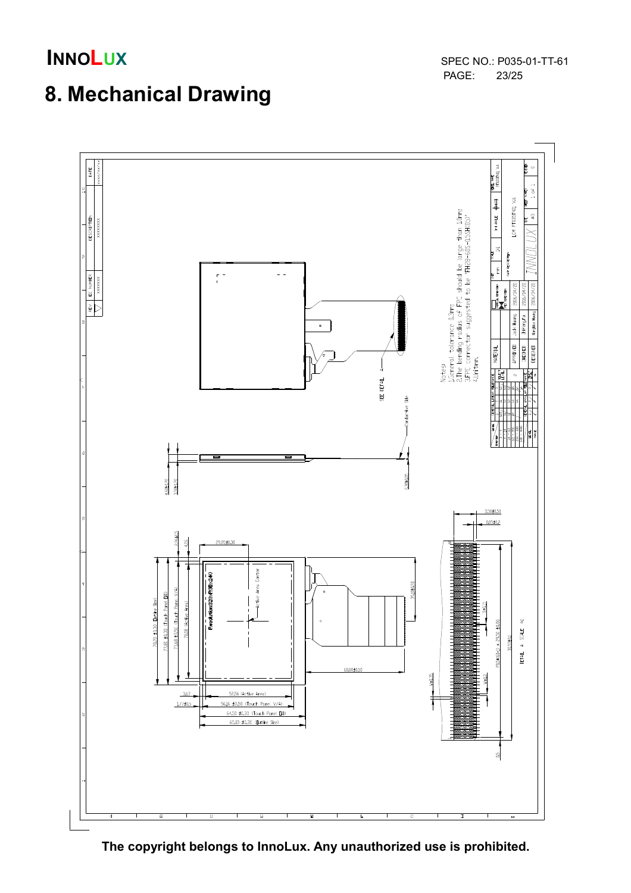# 8. Mechanical Drawing

Notes:
1.General tolerance 0.3mm
2.The bending radius of FPC should be large than 1.0mm
3.FPC connector suggested to be "FH28-60S-0.5SH(05)"
4.Unit:mm.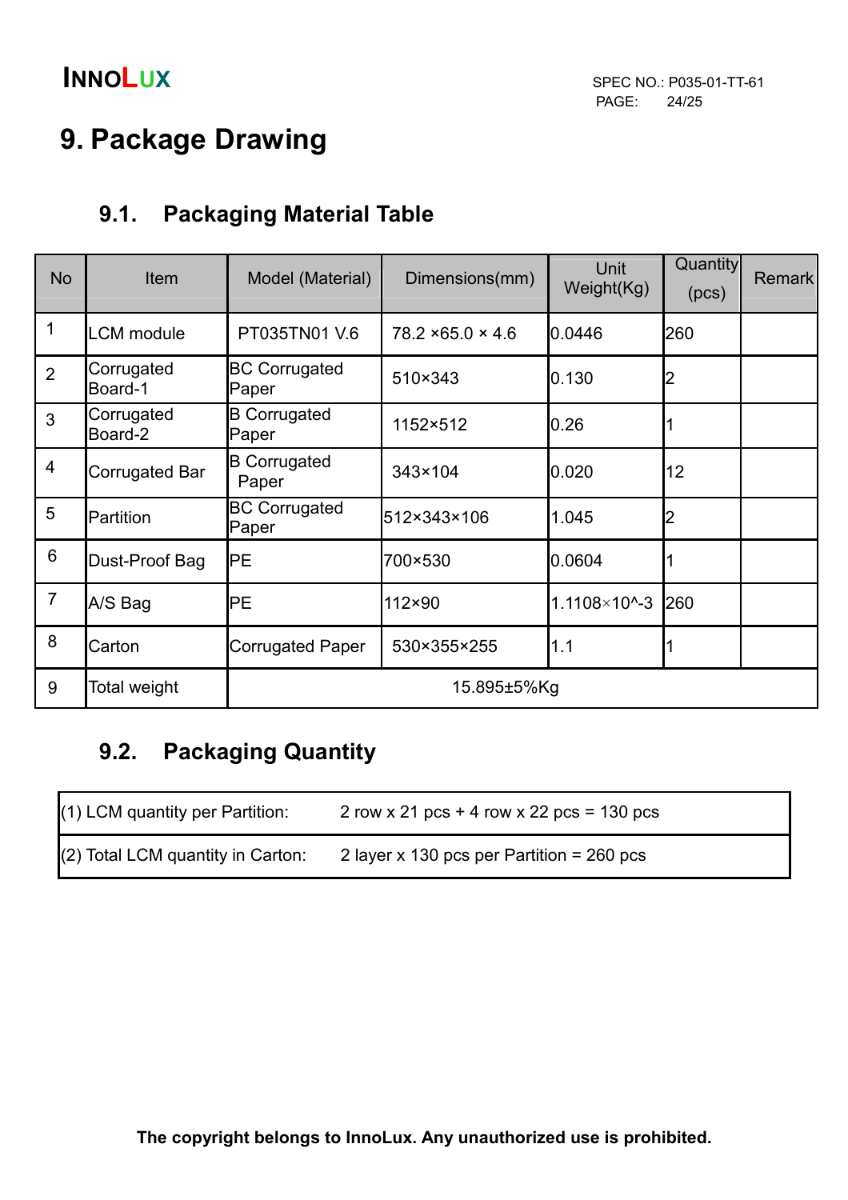# 9. Package Drawing

## 9.1. Packaging Material Table

| No | Item | Model (Material) | Dimensions(mm) | Unit Weight(Kg) | Quantity (pcs) | Remark |
|---|---|---|---|---|---|---|
| 1 | LCM module | PT035TN01 V.6 | 78.2 ×65.0 × 4.6 | 0.0446 | 260 | |
| 2 | Corrugated Board-1 | BC Corrugated Paper | 510×343 | 0.130 | 2 | |
| 3 | Corrugated Board-2 | B Corrugated Paper | 1152×512 | 0.26 | 1 | |
| 4 | Corrugated Bar | B Corrugated Paper | 343×104 | 0.020 | 12 | |
| 5 | Partition | BC Corrugated Paper | 512×343×106 | 1.045 | 2 | |
| 6 | Dust-Proof Bag | PE | 700×530 | 0.0604 | 1 | |
| 7 | A/S Bag | PE | 112×90 | 1.1108×10^-3 | 260 | |
| 8 | Carton | Corrugated Paper | 530×355×255 | 1.1 | 1 | |
| 9 | Total weight | 15.895±5%Kg | | | | |

## 9.2. Packaging Quantity

| | |
|---|---|
| (1) LCM quantity per Partition: | 2 row x 21 pcs + 4 row x 22 pcs = 130 pcs |
| (2) Total LCM quantity in Carton: | 2 layer x 130 pcs per Partition = 260 pcs |

**The copyright belongs to InnoLux. Any unauthorized use is prohibited.**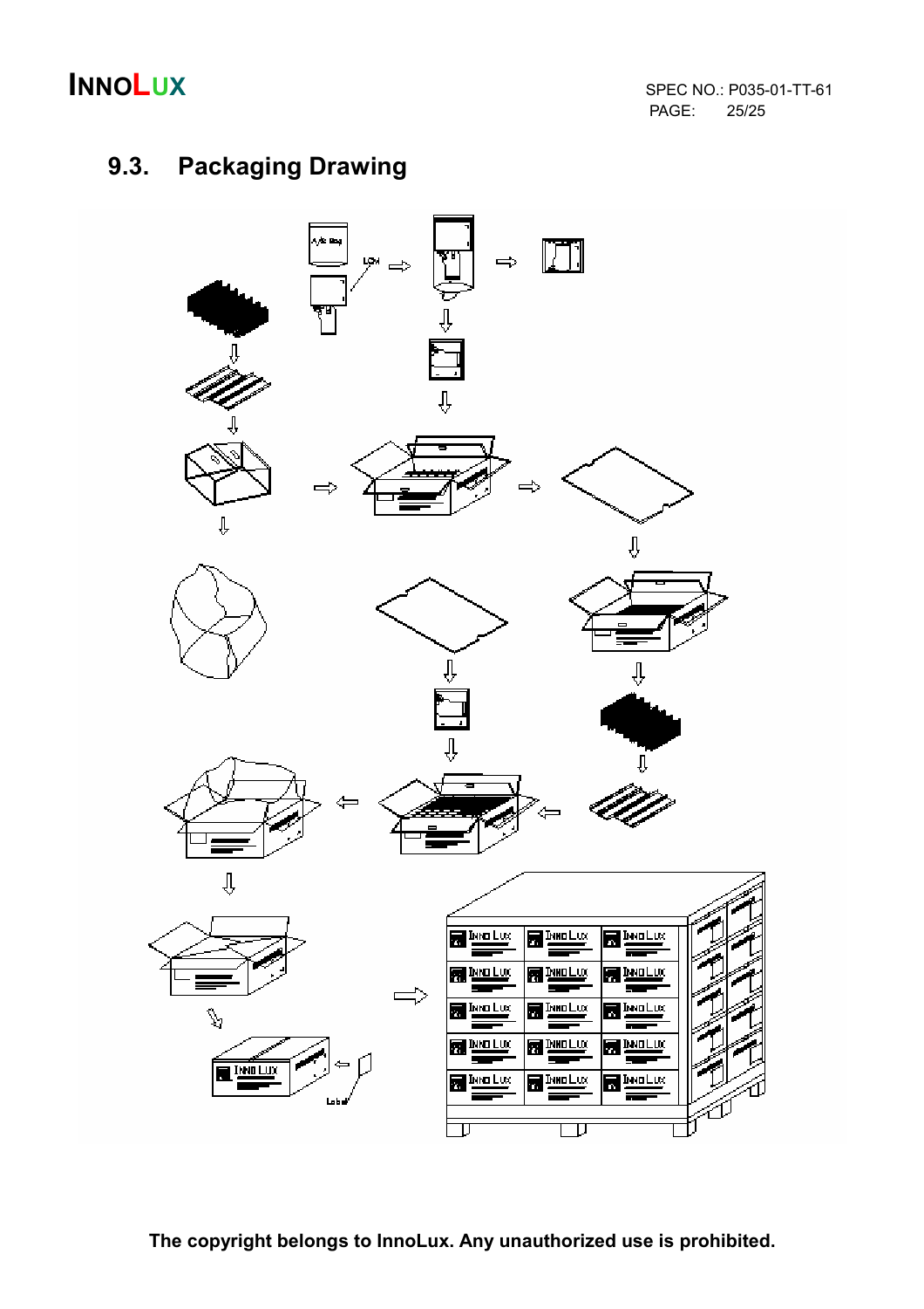## 9.3. Packaging Drawing

A/S Bag

LCM

Label

The copyright belongs to InnoLux. Any unauthorized use is prohibited.